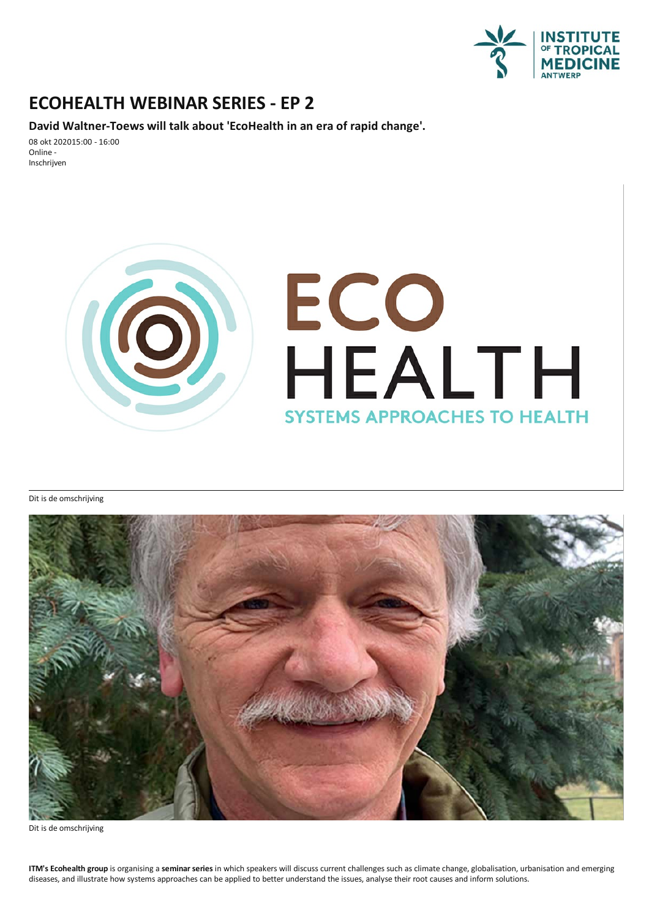# ECOHEALTH WEBINAR SERIES - EP 2

**David Waltner-Toews will talk about 'EcoHealth in an era of rapid change'.**

08 okt 202015:00 - 16:00
Online -
Inschrijven

Dit is de omschrijving

Dit is de omschrijving

**ITM's Ecohealth group** is organising a **seminar series** in which speakers will discuss current challenges such as climate change, globalisation, urbanisation and emerging diseases, and illustrate how systems approaches can be applied to better understand the issues, analyse their root causes and inform solutions.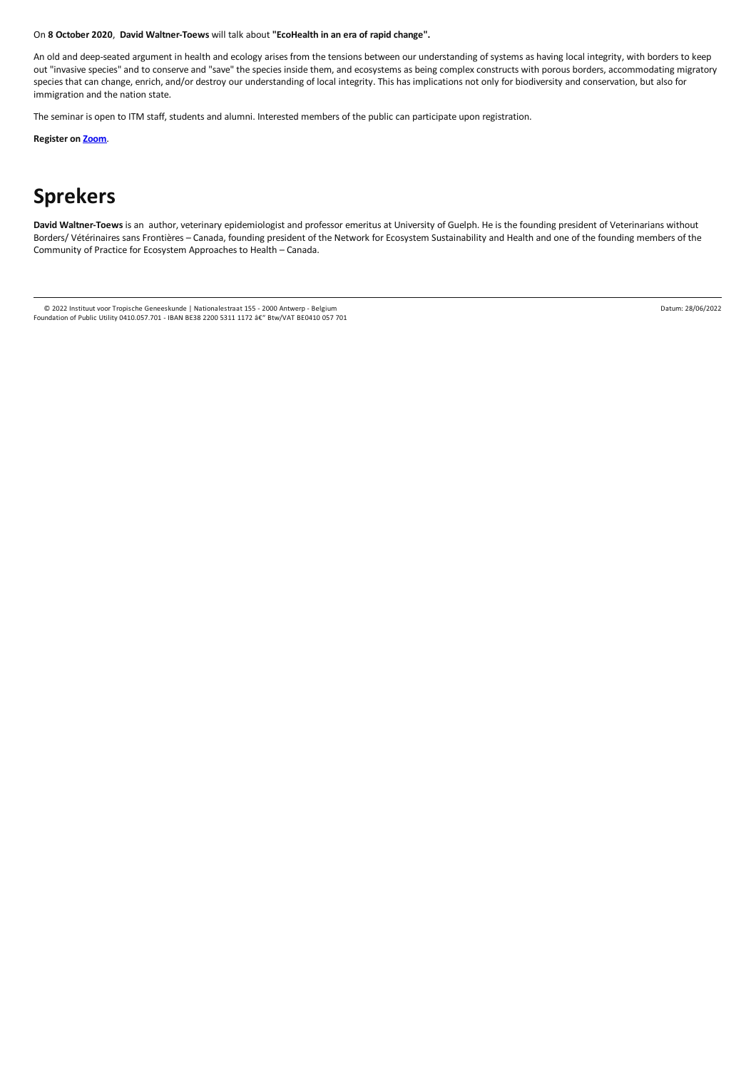On **8 October 2020**, **David Waltner-Toews** will talk about **"EcoHealth in an era of rapid change".**

An old and deep-seated argument in health and ecology arises from the tensions between our understanding of systems as having local integrity, with borders to keep out "invasive species" and to conserve and "save" the species inside them, and ecosystems as being complex constructs with porous borders, accommodating migratory species that can change, enrich, and/or destroy our understanding of local integrity. This has implications not only for biodiversity and conservation, but also for immigration and the nation state.

The seminar is open to ITM staff, students and alumni. Interested members of the public can participate upon registration.

**Register on [Zoom](Zoom)**.

# Sprekers

**David Waltner-Toews** is an author, veterinary epidemiologist and professor emeritus at University of Guelph. He is the founding president of Veterinarians without Borders/ Vétérinaires sans Frontières – Canada, founding president of the Network for Ecosystem Sustainability and Health and one of the founding members of the Community of Practice for Ecosystem Approaches to Health – Canada.

© 2022 Instituut voor Tropische Geneeskunde | Nationalestraat 155 - 2000 Antwerp - Belgium
Foundation of Public Utility 0410.057.701 - IBAN BE38 2200 5311 1172 â€" Btw/VAT BE0410 057 701

Datum: 28/06/2022